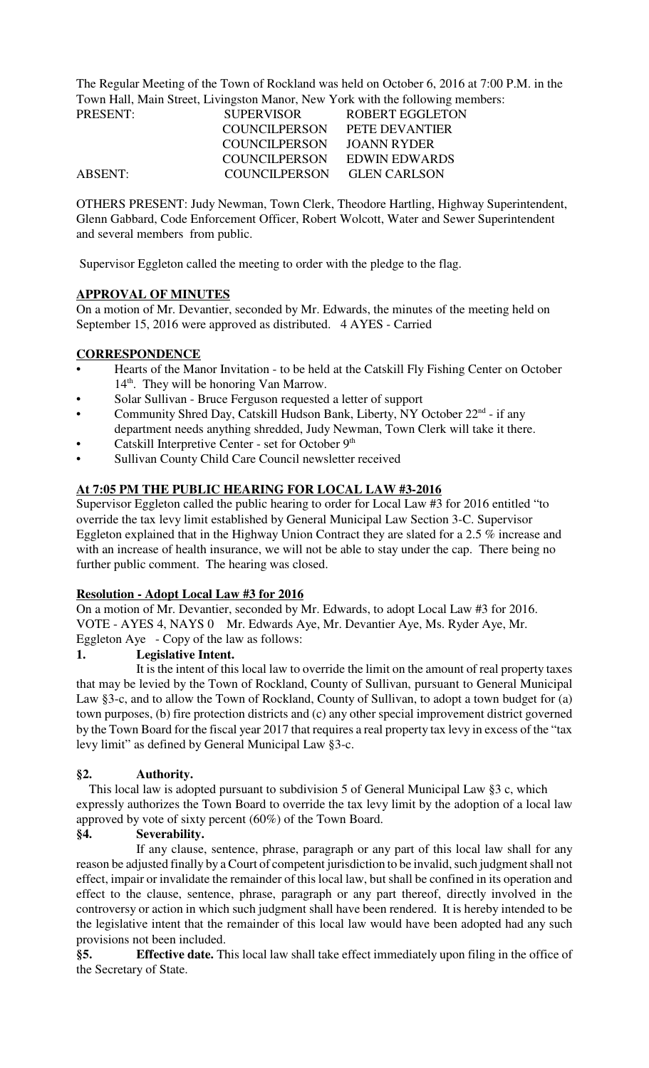The Regular Meeting of the Town of Rockland was held on October 6, 2016 at 7:00 P.M. in the Town Hall, Main Street, Livingston Manor, New York with the following members:

| | | |
|---|---|---|
| PRESENT: | SUPERVISOR | ROBERT EGGLETON |
| | COUNCILPERSON | PETE DEVANTIER |
| | COUNCILPERSON | JOANN RYDER |
| | COUNCILPERSON | EDWIN EDWARDS |
| ABSENT: | COUNCILPERSON | GLEN CARLSON |

OTHERS PRESENT: Judy Newman, Town Clerk, Theodore Hartling, Highway Superintendent, Glenn Gabbard, Code Enforcement Officer, Robert Wolcott, Water and Sewer Superintendent and several members from public.

Supervisor Eggleton called the meeting to order with the pledge to the flag.

**APPROVAL OF MINUTES**

On a motion of Mr. Devantier, seconded by Mr. Edwards, the minutes of the meeting held on September 15, 2016 were approved as distributed. 4 AYES - Carried

**CORRESPONDENCE**

- Hearts of the Manor Invitation - to be held at the Catskill Fly Fishing Center on October 14th. They will be honoring Van Marrow.
- Solar Sullivan - Bruce Ferguson requested a letter of support
- Community Shred Day, Catskill Hudson Bank, Liberty, NY October 22nd - if any department needs anything shredded, Judy Newman, Town Clerk will take it there.
- Catskill Interpretive Center - set for October 9th
- Sullivan County Child Care Council newsletter received

**At 7:05 PM THE PUBLIC HEARING FOR LOCAL LAW #3-2016**

Supervisor Eggleton called the public hearing to order for Local Law #3 for 2016 entitled "to override the tax levy limit established by General Municipal Law Section 3-C. Supervisor Eggleton explained that in the Highway Union Contract they are slated for a 2.5 % increase and with an increase of health insurance, we will not be able to stay under the cap. There being no further public comment. The hearing was closed.

**Resolution - Adopt Local Law #3 for 2016**

On a motion of Mr. Devantier, seconded by Mr. Edwards, to adopt Local Law #3 for 2016. VOTE - AYES 4, NAYS 0 Mr. Edwards Aye, Mr. Devantier Aye, Ms. Ryder Aye, Mr. Eggleton Aye - Copy of the law as follows:

**1. Legislative Intent.**

It is the intent of this local law to override the limit on the amount of real property taxes that may be levied by the Town of Rockland, County of Sullivan, pursuant to General Municipal Law §3-c, and to allow the Town of Rockland, County of Sullivan, to adopt a town budget for (a) town purposes, (b) fire protection districts and (c) any other special improvement district governed by the Town Board for the fiscal year 2017 that requires a real property tax levy in excess of the "tax levy limit" as defined by General Municipal Law §3-c.

**§2. Authority.**

This local law is adopted pursuant to subdivision 5 of General Municipal Law §3 c, which expressly authorizes the Town Board to override the tax levy limit by the adoption of a local law approved by vote of sixty percent (60%) of the Town Board.

**§4. Severability.**

If any clause, sentence, phrase, paragraph or any part of this local law shall for any reason be adjusted finally by a Court of competent jurisdiction to be invalid, such judgment shall not effect, impair or invalidate the remainder of this local law, but shall be confined in its operation and effect to the clause, sentence, phrase, paragraph or any part thereof, directly involved in the controversy or action in which such judgment shall have been rendered. It is hereby intended to be the legislative intent that the remainder of this local law would have been adopted had any such provisions not been included.

**§5. Effective date.** This local law shall take effect immediately upon filing in the office of the Secretary of State.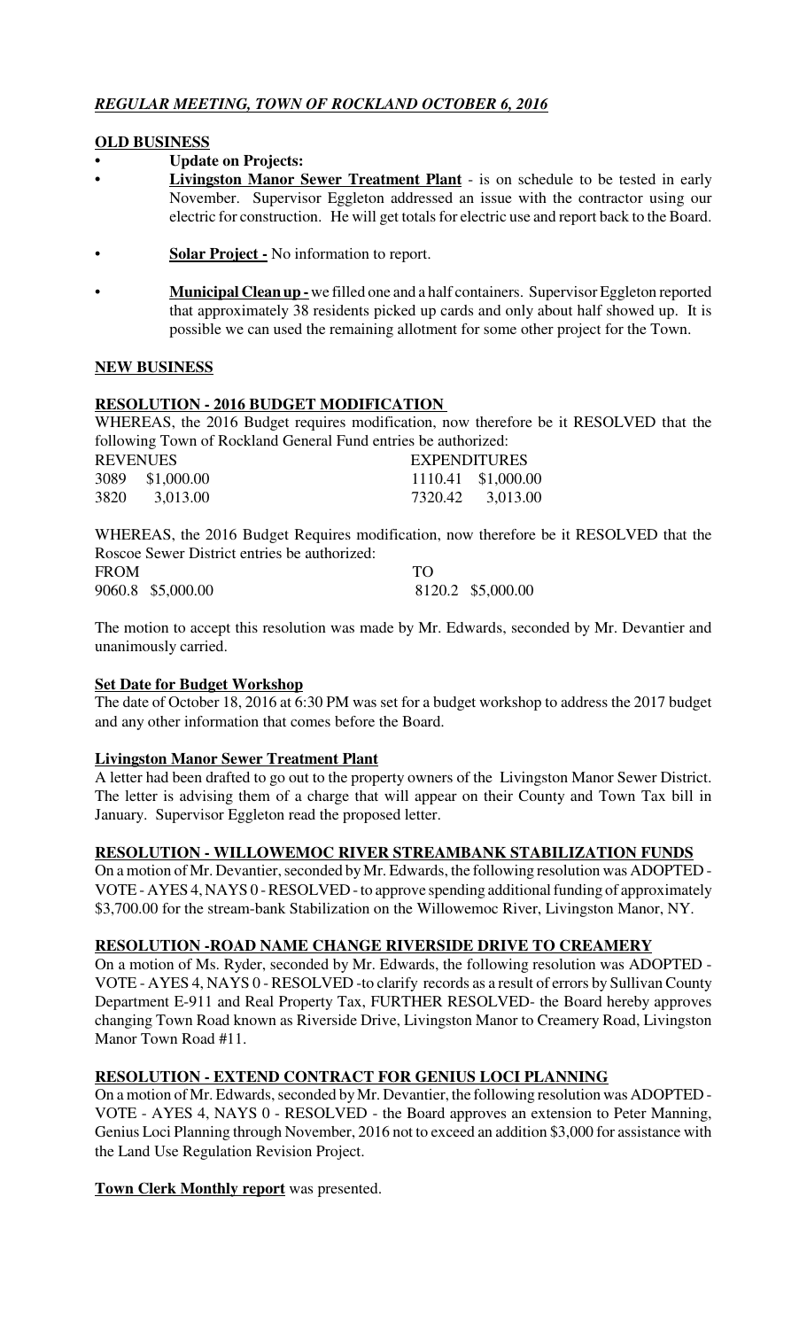## *REGULAR MEETING, TOWN OF ROCKLAND OCTOBER 6, 2016*

### OLD BUSINESS

- **Update on Projects:**
- **Livingston Manor Sewer Treatment Plant** - is on schedule to be tested in early November. Supervisor Eggleton addressed an issue with the contractor using our electric for construction. He will get totals for electric use and report back to the Board.
- **Solar Project -** No information to report.
- **Municipal Clean up -** we filled one and a half containers. Supervisor Eggleton reported that approximately 38 residents picked up cards and only about half showed up. It is possible we can used the remaining allotment for some other project for the Town.

### NEW BUSINESS

**RESOLUTION - 2016 BUDGET MODIFICATION**

WHEREAS, the 2016 Budget requires modification, now therefore be it RESOLVED that the following Town of Rockland General Fund entries be authorized:

| REVENUES | | EXPENDITURES | |
|---|---|---|---|
| 3089 | $1,000.00 | 1110.41 | $1,000.00 |
| 3820 | 3,013.00 | 7320.42 | 3,013.00 |

WHEREAS, the 2016 Budget Requires modification, now therefore be it RESOLVED that the Roscoe Sewer District entries be authorized:

| FROM | | TO | |
|---|---|---|---|
| 9060.8 | $5,000.00 | 8120.2 | $5,000.00 |

The motion to accept this resolution was made by Mr. Edwards, seconded by Mr. Devantier and unanimously carried.

**Set Date for Budget Workshop**

The date of October 18, 2016 at 6:30 PM was set for a budget workshop to address the 2017 budget and any other information that comes before the Board.

**Livingston Manor Sewer Treatment Plant**

A letter had been drafted to go out to the property owners of the Livingston Manor Sewer District. The letter is advising them of a charge that will appear on their County and Town Tax bill in January. Supervisor Eggleton read the proposed letter.

**RESOLUTION - WILLOWEMOC RIVER STREAMBANK STABILIZATION FUNDS**

On a motion of Mr. Devantier, seconded by Mr. Edwards, the following resolution was ADOPTED - VOTE - AYES 4, NAYS 0 - RESOLVED - to approve spending additional funding of approximately $3,700.00 for the stream-bank Stabilization on the Willowemoc River, Livingston Manor, NY.

**RESOLUTION -ROAD NAME CHANGE RIVERSIDE DRIVE TO CREAMERY**

On a motion of Ms. Ryder, seconded by Mr. Edwards, the following resolution was ADOPTED - VOTE - AYES 4, NAYS 0 - RESOLVED -to clarify records as a result of errors by Sullivan County Department E-911 and Real Property Tax, FURTHER RESOLVED- the Board hereby approves changing Town Road known as Riverside Drive, Livingston Manor to Creamery Road, Livingston Manor Town Road #11.

**RESOLUTION - EXTEND CONTRACT FOR GENIUS LOCI PLANNING**

On a motion of Mr. Edwards, seconded by Mr. Devantier, the following resolution was ADOPTED - VOTE - AYES 4, NAYS 0 - RESOLVED - the Board approves an extension to Peter Manning, Genius Loci Planning through November, 2016 not to exceed an addition $3,000 for assistance with the Land Use Regulation Revision Project.

**Town Clerk Monthly report** was presented.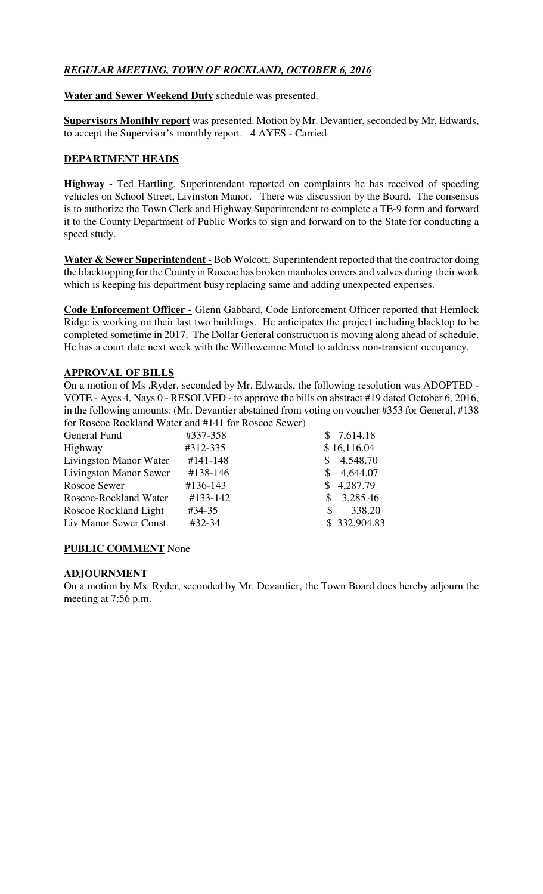***REGULAR MEETING, TOWN OF ROCKLAND, OCTOBER 6, 2016***

**Water and Sewer Weekend Duty** schedule was presented.

**Supervisors Monthly report** was presented. Motion by Mr. Devantier, seconded by Mr. Edwards, to accept the Supervisor's monthly report. 4 AYES - Carried

## DEPARTMENT HEADS

**Highway -** Ted Hartling, Superintendent reported on complaints he has received of speeding vehicles on School Street, Livinston Manor. There was discussion by the Board. The consensus is to authorize the Town Clerk and Highway Superintendent to complete a TE-9 form and forward it to the County Department of Public Works to sign and forward on to the State for conducting a speed study.

**Water & Sewer Superintendent -** Bob Wolcott, Superintendent reported that the contractor doing the blacktopping for the County in Roscoe has broken manholes covers and valves during their work which is keeping his department busy replacing same and adding unexpected expenses.

**Code Enforcement Officer -** Glenn Gabbard, Code Enforcement Officer reported that Hemlock Ridge is working on their last two buildings. He anticipates the project including blacktop to be completed sometime in 2017. The Dollar General construction is moving along ahead of schedule. He has a court date next week with the Willowemoc Motel to address non-transient occupancy.

## APPROVAL OF BILLS

On a motion of Ms .Ryder, seconded by Mr. Edwards, the following resolution was ADOPTED - VOTE - Ayes 4, Nays 0 - RESOLVED - to approve the bills on abstract #19 dated October 6, 2016, in the following amounts: (Mr. Devantier abstained from voting on voucher #353 for General, #138 for Roscoe Rockland Water and #141 for Roscoe Sewer)

| | | |
|---|---|---|
| General Fund | #337-358 | $ 7,614.18 |
| Highway | #312-335 | $ 16,116.04 |
| Livingston Manor Water | #141-148 | $ 4,548.70 |
| Livingston Manor Sewer | #138-146 | $ 4,644.07 |
| Roscoe Sewer | #136-143 | $ 4,287.79 |
| Roscoe-Rockland Water | #133-142 | $ 3,285.46 |
| Roscoe Rockland Light | #34-35 | $ 338.20 |
| Liv Manor Sewer Const. | #32-34 | $ 332,904.83 |

**PUBLIC COMMENT** None

## ADJOURNMENT

On a motion by Ms. Ryder, seconded by Mr. Devantier, the Town Board does hereby adjourn the meeting at 7:56 p.m.